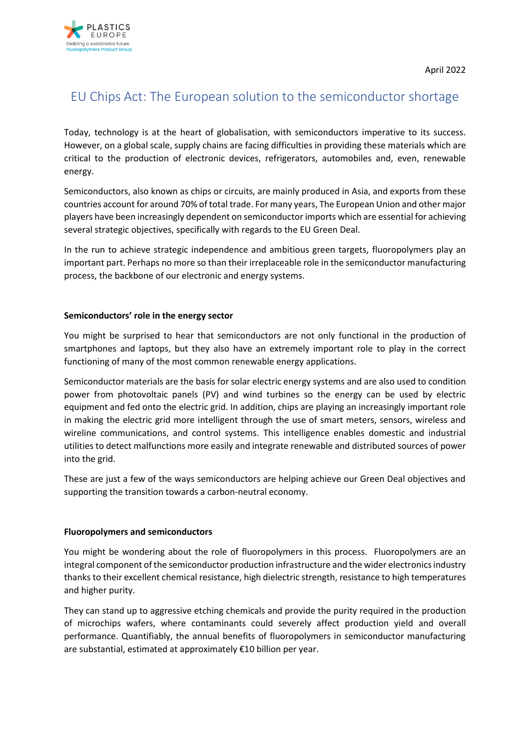April 2022

# EU Chips Act: The European solution to the semiconductor shortage

Today, technology is at the heart of globalisation, with semiconductors imperative to its success. However, on a global scale, supply chains are facing difficulties in providing these materials which are critical to the production of electronic devices, refrigerators, automobiles and, even, renewable energy.

Semiconductors, also known as chips or circuits, are mainly produced in Asia, and exports from these countries account for around 70% of total trade. For many years, The European Union and other major players have been increasingly dependent on semiconductor imports which are essential for achieving several strategic objectives, specifically with regards to the EU Green Deal.

In the run to achieve strategic independence and ambitious green targets, fluoropolymers play an important part. Perhaps no more so than their irreplaceable role in the semiconductor manufacturing process, the backbone of our electronic and energy systems.

**Semiconductors' role in the energy sector**

You might be surprised to hear that semiconductors are not only functional in the production of smartphones and laptops, but they also have an extremely important role to play in the correct functioning of many of the most common renewable energy applications.

Semiconductor materials are the basis for solar electric energy systems and are also used to condition power from photovoltaic panels (PV) and wind turbines so the energy can be used by electric equipment and fed onto the electric grid. In addition, chips are playing an increasingly important role in making the electric grid more intelligent through the use of smart meters, sensors, wireless and wireline communications, and control systems. This intelligence enables domestic and industrial utilities to detect malfunctions more easily and integrate renewable and distributed sources of power into the grid.

These are just a few of the ways semiconductors are helping achieve our Green Deal objectives and supporting the transition towards a carbon-neutral economy.

**Fluoropolymers and semiconductors**

You might be wondering about the role of fluoropolymers in this process. Fluoropolymers are an integral component of the semiconductor production infrastructure and the wider electronics industry thanks to their excellent chemical resistance, high dielectric strength, resistance to high temperatures and higher purity.

They can stand up to aggressive etching chemicals and provide the purity required in the production of microchips wafers, where contaminants could severely affect production yield and overall performance. Quantifiably, the annual benefits of fluoropolymers in semiconductor manufacturing are substantial, estimated at approximately €10 billion per year.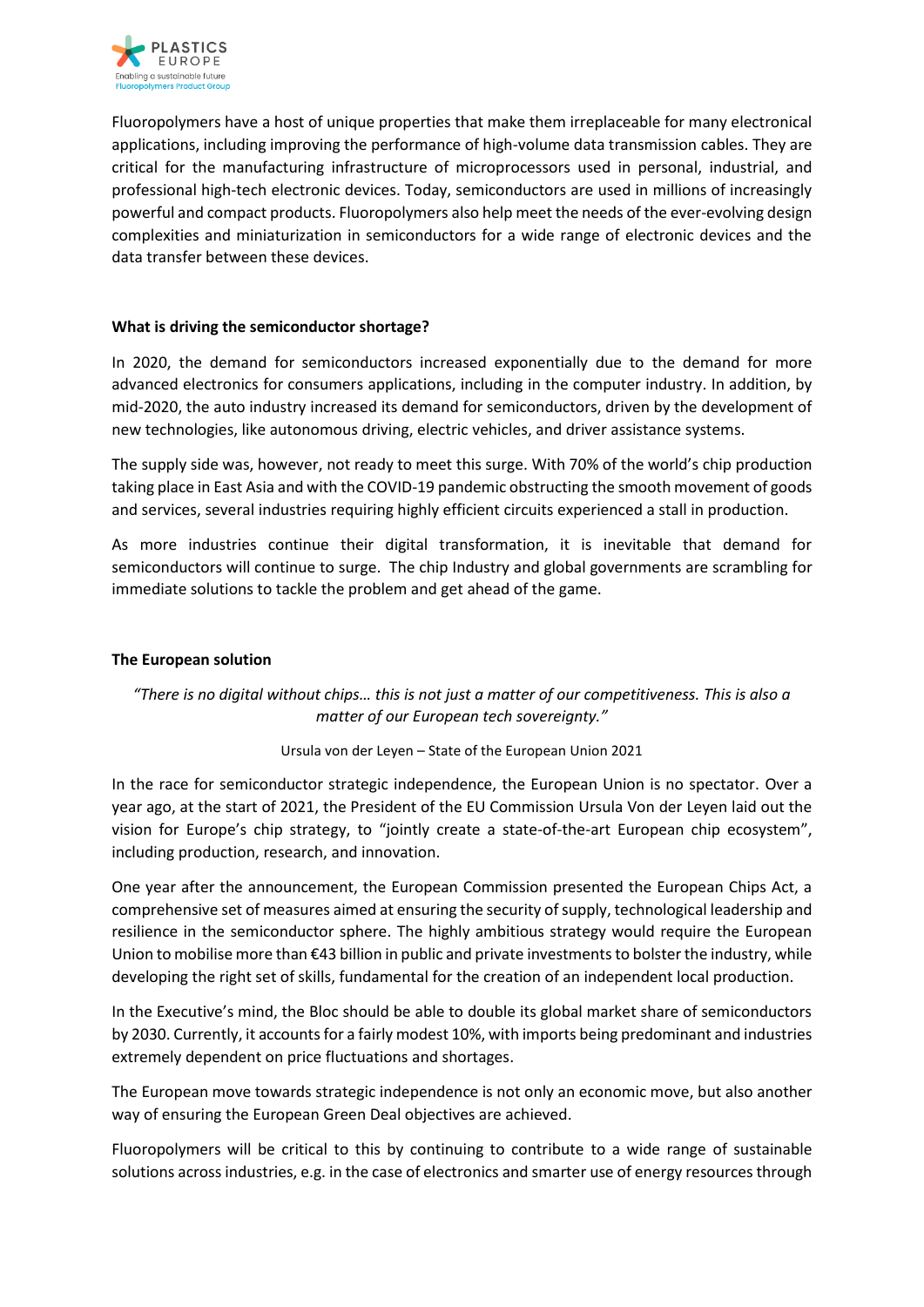Fluoropolymers have a host of unique properties that make them irreplaceable for many electronical applications, including improving the performance of high-volume data transmission cables. They are critical for the manufacturing infrastructure of microprocessors used in personal, industrial, and professional high-tech electronic devices. Today, semiconductors are used in millions of increasingly powerful and compact products. Fluoropolymers also help meet the needs of the ever-evolving design complexities and miniaturization in semiconductors for a wide range of electronic devices and the data transfer between these devices.

**What is driving the semiconductor shortage?**

In 2020, the demand for semiconductors increased exponentially due to the demand for more advanced electronics for consumers applications, including in the computer industry. In addition, by mid-2020, the auto industry increased its demand for semiconductors, driven by the development of new technologies, like autonomous driving, electric vehicles, and driver assistance systems.

The supply side was, however, not ready to meet this surge. With 70% of the world's chip production taking place in East Asia and with the COVID-19 pandemic obstructing the smooth movement of goods and services, several industries requiring highly efficient circuits experienced a stall in production.

As more industries continue their digital transformation, it is inevitable that demand for semiconductors will continue to surge. The chip Industry and global governments are scrambling for immediate solutions to tackle the problem and get ahead of the game.

**The European solution**

*"There is no digital without chips… this is not just a matter of our competitiveness. This is also a matter of our European tech sovereignty."*

Ursula von der Leyen – State of the European Union 2021

In the race for semiconductor strategic independence, the European Union is no spectator. Over a year ago, at the start of 2021, the President of the EU Commission Ursula Von der Leyen laid out the vision for Europe's chip strategy, to "jointly create a state-of-the-art European chip ecosystem", including production, research, and innovation.

One year after the announcement, the European Commission presented the European Chips Act, a comprehensive set of measures aimed at ensuring the security of supply, technological leadership and resilience in the semiconductor sphere. The highly ambitious strategy would require the European Union to mobilise more than €43 billion in public and private investments to bolster the industry, while developing the right set of skills, fundamental for the creation of an independent local production.

In the Executive's mind, the Bloc should be able to double its global market share of semiconductors by 2030. Currently, it accounts for a fairly modest 10%, with imports being predominant and industries extremely dependent on price fluctuations and shortages.

The European move towards strategic independence is not only an economic move, but also another way of ensuring the European Green Deal objectives are achieved.

Fluoropolymers will be critical to this by continuing to contribute to a wide range of sustainable solutions across industries, e.g. in the case of electronics and smarter use of energy resources through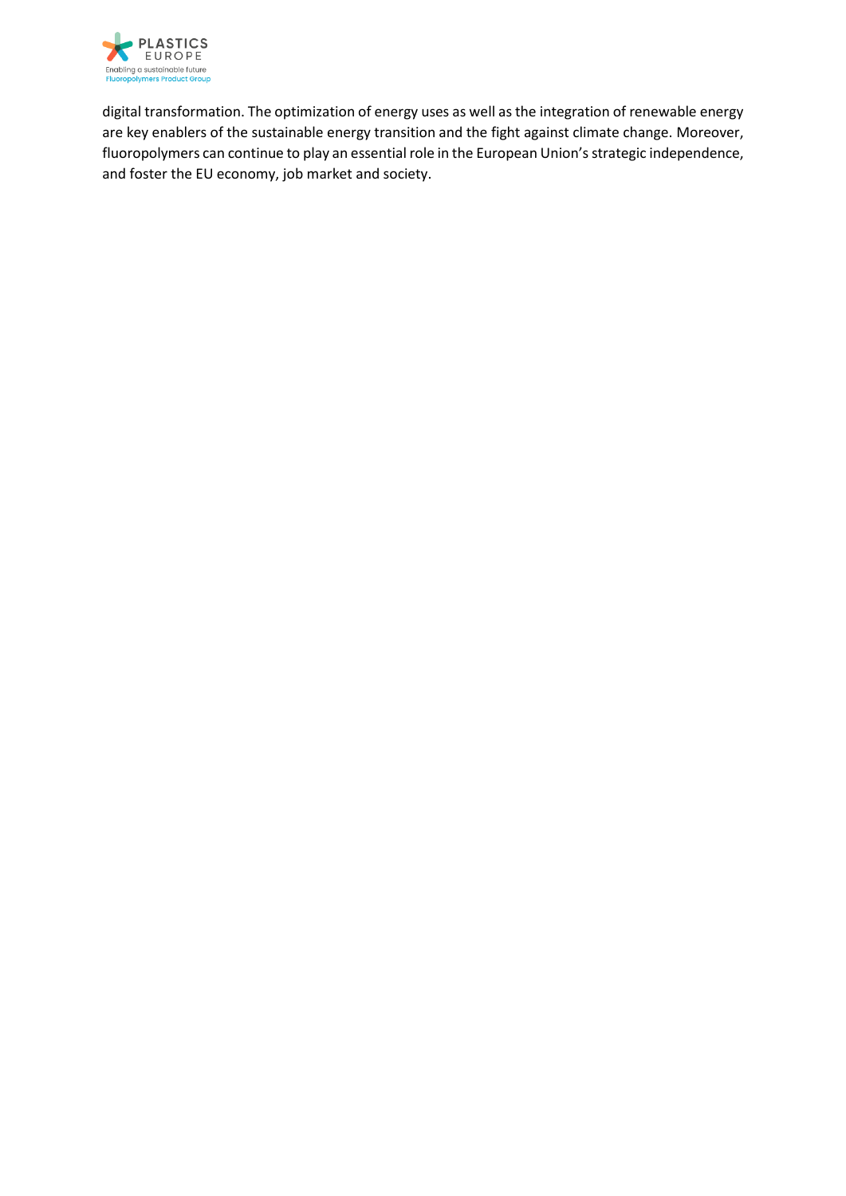digital transformation. The optimization of energy uses as well as the integration of renewable energy are key enablers of the sustainable energy transition and the fight against climate change. Moreover, fluoropolymers can continue to play an essential role in the European Union's strategic independence, and foster the EU economy, job market and society.